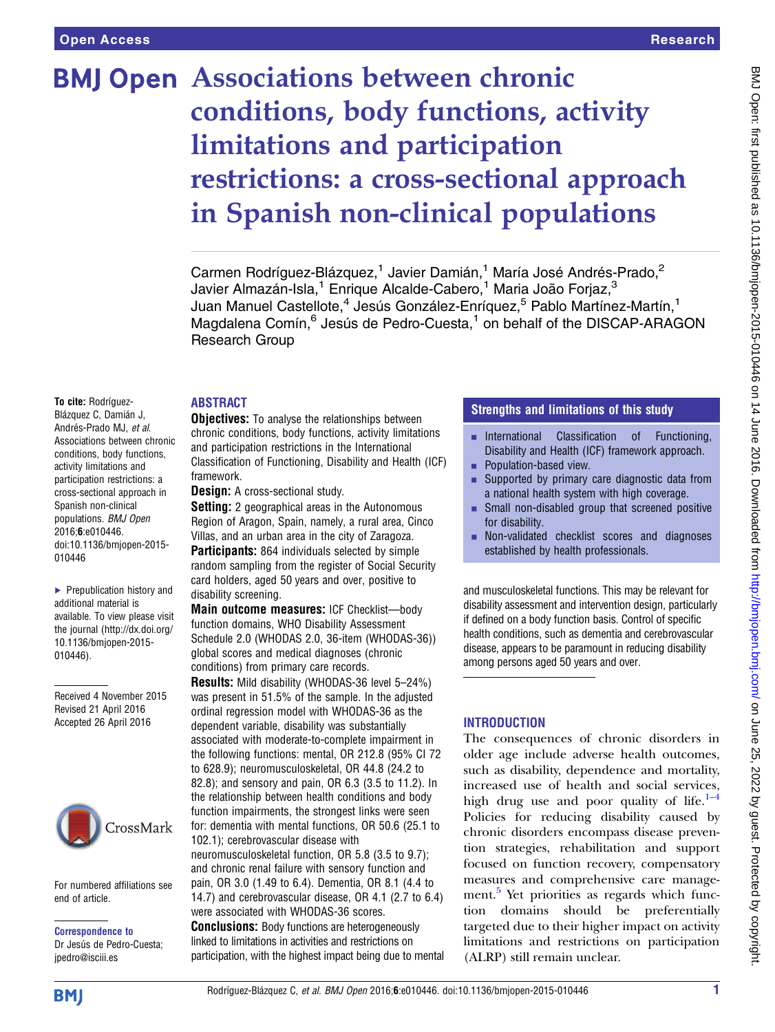Open Access

Research

# Associations between chronic conditions, body functions, activity limitations and participation restrictions: a cross-sectional approach in Spanish non-clinical populations

Carmen Rodríguez-Blázquez,[1] Javier Damián,[1] María José Andrés-Prado,[2] Javier Almazán-Isla,[1] Enrique Alcalde-Cabero,[1] Maria João Forjaz,[3] Juan Manuel Castellote,[4] Jesús González-Enríquez,[5] Pablo Martínez-Martín,[1] Magdalena Comín,[6] Jesús de Pedro-Cuesta,[1] on behalf of the DISCAP-ARAGON Research Group

To cite: Rodríguez-Blázquez C, Damián J, Andrés-Prado MJ, *et al*. Associations between chronic conditions, body functions, activity limitations and participation restrictions: a cross-sectional approach in Spanish non-clinical populations. *BMJ Open* 2016;**6**:e010446. doi:10.1136/bmjopen-2015-010446

▶ Prepublication history and additional material is available. To view please visit the journal (http://dx.doi.org/10.1136/bmjopen-2015-010446).

Received 4 November 2015
Revised 21 April 2016
Accepted 26 April 2016

For numbered affiliations see end of article.

**Correspondence to**
Dr Jesús de Pedro-Cuesta; jpedro@isciii.es

## ABSTRACT

**Objectives:** To analyse the relationships between chronic conditions, body functions, activity limitations and participation restrictions in the International Classification of Functioning, Disability and Health (ICF) framework.

**Design:** A cross-sectional study.

**Setting:** 2 geographical areas in the Autonomous Region of Aragon, Spain, namely, a rural area, Cinco Villas, and an urban area in the city of Zaragoza.

**Participants:** 864 individuals selected by simple random sampling from the register of Social Security card holders, aged 50 years and over, positive to disability screening.

**Main outcome measures:** ICF Checklist—body function domains, WHO Disability Assessment Schedule 2.0 (WHODAS 2.0, 36-item (WHODAS-36)) global scores and medical diagnoses (chronic conditions) from primary care records.

**Results:** Mild disability (WHODAS-36 level 5–24%) was present in 51.5% of the sample. In the adjusted ordinal regression model with WHODAS-36 as the dependent variable, disability was substantially associated with moderate-to-complete impairment in the following functions: mental, OR 212.8 (95% CI 72 to 628.9); neuromusculoskeletal, OR 44.8 (24.2 to 82.8); and sensory and pain, OR 6.3 (3.5 to 11.2). In the relationship between health conditions and body function impairments, the strongest links were seen for: dementia with mental functions, OR 50.6 (25.1 to 102.1); cerebrovascular disease with neuromusculoskeletal function, OR 5.8 (3.5 to 9.7); and chronic renal failure with sensory function and pain, OR 3.0 (1.49 to 6.4). Dementia, OR 8.1 (4.4 to 14.7) and cerebrovascular disease, OR 4.1 (2.7 to 6.4) were associated with WHODAS-36 scores.

**Conclusions:** Body functions are heterogeneously linked to limitations in activities and restrictions on participation, with the highest impact being due to mental and musculoskeletal functions. This may be relevant for disability assessment and intervention design, particularly if defined on a body function basis. Control of specific health conditions, such as dementia and cerebrovascular disease, appears to be paramount in reducing disability among persons aged 50 years and over.

## Strengths and limitations of this study

- International Classification of Functioning, Disability and Health (ICF) framework approach.
- Population-based view.
- Supported by primary care diagnostic data from a national health system with high coverage.
- Small non-disabled group that screened positive for disability.
- Non-validated checklist scores and diagnoses established by health professionals.

## INTRODUCTION

The consequences of chronic disorders in older age include adverse health outcomes, such as disability, dependence and mortality, increased use of health and social services, high drug use and poor quality of life.[1–4] Policies for reducing disability caused by chronic disorders encompass disease prevention strategies, rehabilitation and support focused on function recovery, compensatory measures and comprehensive care management.[5] Yet priorities as regards which function domains should be preferentially targeted due to their higher impact on activity limitations and restrictions on participation (ALRP) still remain unclear.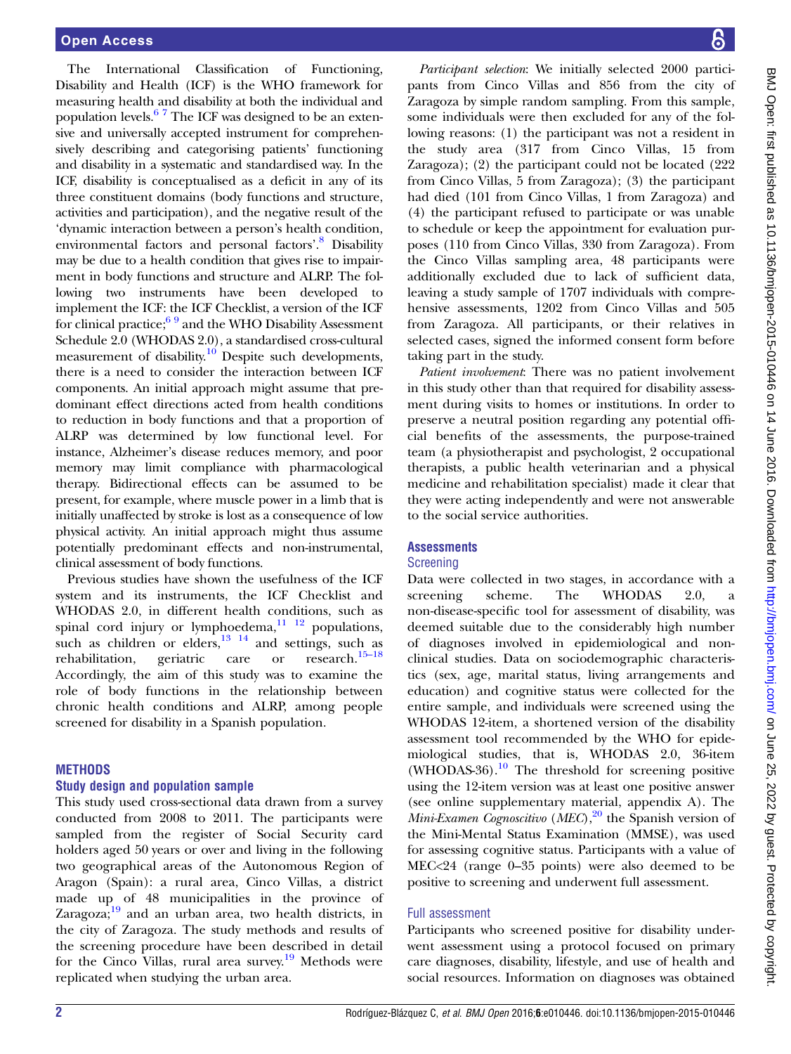The International Classification of Functioning, Disability and Health (ICF) is the WHO framework for measuring health and disability at both the individual and population levels.[6 7] The ICF was designed to be an extensive and universally accepted instrument for comprehensively describing and categorising patients' functioning and disability in a systematic and standardised way. In the ICF, disability is conceptualised as a deficit in any of its three constituent domains (body functions and structure, activities and participation), and the negative result of the 'dynamic interaction between a person's health condition, environmental factors and personal factors'.[8] Disability may be due to a health condition that gives rise to impairment in body functions and structure and ALRP. The following two instruments have been developed to implement the ICF: the ICF Checklist, a version of the ICF for clinical practice;[6 9] and the WHO Disability Assessment Schedule 2.0 (WHODAS 2.0), a standardised cross-cultural measurement of disability.[10] Despite such developments, there is a need to consider the interaction between ICF components. An initial approach might assume that predominant effect directions acted from health conditions to reduction in body functions and that a proportion of ALRP was determined by low functional level. For instance, Alzheimer's disease reduces memory, and poor memory may limit compliance with pharmacological therapy. Bidirectional effects can be assumed to be present, for example, where muscle power in a limb that is initially unaffected by stroke is lost as a consequence of low physical activity. An initial approach might thus assume potentially predominant effects and non-instrumental, clinical assessment of body functions.

Previous studies have shown the usefulness of the ICF system and its instruments, the ICF Checklist and WHODAS 2.0, in different health conditions, such as spinal cord injury or lymphoedema,[11 12] populations, such as children or elders,[13 14] and settings, such as rehabilitation, geriatric care or research.[15–18] Accordingly, the aim of this study was to examine the role of body functions in the relationship between chronic health conditions and ALRP, among people screened for disability in a Spanish population.

## METHODS

### Study design and population sample

This study used cross-sectional data drawn from a survey conducted from 2008 to 2011. The participants were sampled from the register of Social Security card holders aged 50 years or over and living in the following two geographical areas of the Autonomous Region of Aragon (Spain): a rural area, Cinco Villas, a district made up of 48 municipalities in the province of Zaragoza;[19] and an urban area, two health districts, in the city of Zaragoza. The study methods and results of the screening procedure have been described in detail for the Cinco Villas, rural area survey.[19] Methods were replicated when studying the urban area.

*Participant selection*: We initially selected 2000 participants from Cinco Villas and 856 from the city of Zaragoza by simple random sampling. From this sample, some individuals were then excluded for any of the following reasons: (1) the participant was not a resident in the study area (317 from Cinco Villas, 15 from Zaragoza); (2) the participant could not be located (222 from Cinco Villas, 5 from Zaragoza); (3) the participant had died (101 from Cinco Villas, 1 from Zaragoza) and (4) the participant refused to participate or was unable to schedule or keep the appointment for evaluation purposes (110 from Cinco Villas, 330 from Zaragoza). From the Cinco Villas sampling area, 48 participants were additionally excluded due to lack of sufficient data, leaving a study sample of 1707 individuals with comprehensive assessments, 1202 from Cinco Villas and 505 from Zaragoza. All participants, or their relatives in selected cases, signed the informed consent form before taking part in the study.

*Patient involvement*: There was no patient involvement in this study other than that required for disability assessment during visits to homes or institutions. In order to preserve a neutral position regarding any potential official benefits of the assessments, the purpose-trained team (a physiotherapist and psychologist, 2 occupational therapists, a public health veterinarian and a physical medicine and rehabilitation specialist) made it clear that they were acting independently and were not answerable to the social service authorities.

### Assessments

#### Screening

Data were collected in two stages, in accordance with a screening scheme. The WHODAS 2.0, a non-disease-specific tool for assessment of disability, was deemed suitable due to the considerably high number of diagnoses involved in epidemiological and non-clinical studies. Data on sociodemographic characteristics (sex, age, marital status, living arrangements and education) and cognitive status were collected for the entire sample, and individuals were screened using the WHODAS 12-item, a shortened version of the disability assessment tool recommended by the WHO for epidemiological studies, that is, WHODAS 2.0, 36-item (WHODAS-36).[10] The threshold for screening positive using the 12-item version was at least one positive answer (see online supplementary material, appendix A). The *Mini-Examen Cognoscitivo* (*MEC*),[20] the Spanish version of the Mini-Mental Status Examination (MMSE), was used for assessing cognitive status. Participants with a value of MEC<24 (range 0–35 points) were also deemed to be positive to screening and underwent full assessment.

#### Full assessment

Participants who screened positive for disability underwent assessment using a protocol focused on primary care diagnoses, disability, lifestyle, and use of health and social resources. Information on diagnoses was obtained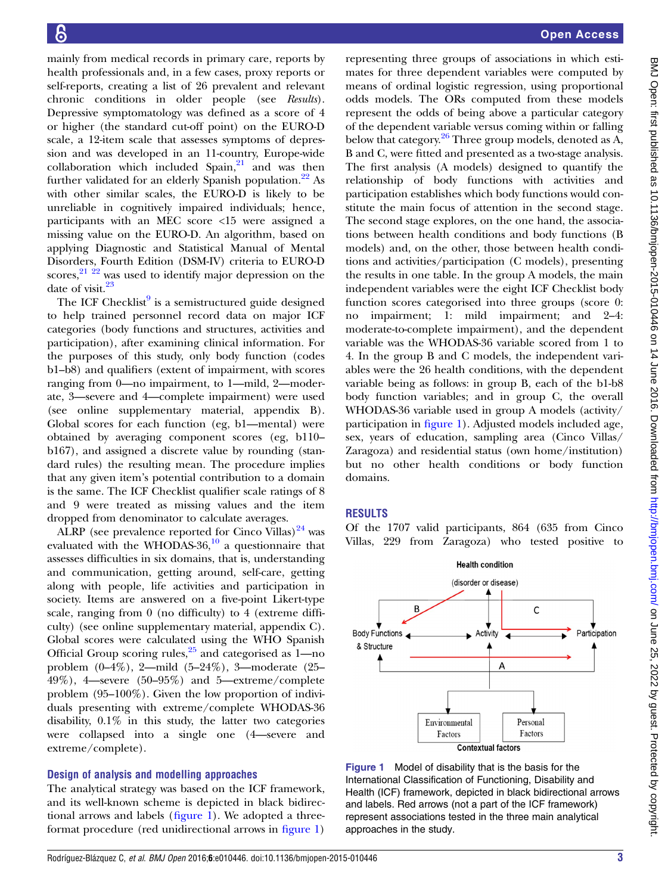mainly from medical records in primary care, reports by health professionals and, in a few cases, proxy reports or self-reports, creating a list of 26 prevalent and relevant chronic conditions in older people (see *Results*). Depressive symptomatology was defined as a score of 4 or higher (the standard cut-off point) on the EURO-D scale, a 12-item scale that assesses symptoms of depression and was developed in an 11-country, Europe-wide collaboration which included Spain,[21] and was then further validated for an elderly Spanish population.[22] As with other similar scales, the EURO-D is likely to be unreliable in cognitively impaired individuals; hence, participants with an MEC score <15 were assigned a missing value on the EURO-D. An algorithm, based on applying Diagnostic and Statistical Manual of Mental Disorders, Fourth Edition (DSM-IV) criteria to EURO-D scores,[21 22] was used to identify major depression on the date of visit.[23]

The ICF Checklist[9] is a semistructured guide designed to help trained personnel record data on major ICF categories (body functions and structures, activities and participation), after examining clinical information. For the purposes of this study, only body function (codes b1–b8) and qualifiers (extent of impairment, with scores ranging from 0—no impairment, to 1—mild, 2—moderate, 3—severe and 4—complete impairment) were used (see online supplementary material, appendix B). Global scores for each function (eg, b1—mental) were obtained by averaging component scores (eg, b110–b167), and assigned a discrete value by rounding (standard rules) the resulting mean. The procedure implies that any given item's potential contribution to a domain is the same. The ICF Checklist qualifier scale ratings of 8 and 9 were treated as missing values and the item dropped from denominator to calculate averages.

ALRP (see prevalence reported for Cinco Villas)[24] was evaluated with the WHODAS-36,[10] a questionnaire that assesses difficulties in six domains, that is, understanding and communication, getting around, self-care, getting along with people, life activities and participation in society. Items are answered on a five-point Likert-type scale, ranging from 0 (no difficulty) to 4 (extreme difficulty) (see online supplementary material, appendix C). Global scores were calculated using the WHO Spanish Official Group scoring rules,[25] and categorised as 1—no problem (0–4%), 2—mild (5–24%), 3—moderate (25–49%), 4—severe (50–95%) and 5—extreme/complete problem (95–100%). Given the low proportion of individuals presenting with extreme/complete WHODAS-36 disability, 0.1% in this study, the latter two categories were collapsed into a single one (4—severe and extreme/complete).

## Design of analysis and modelling approaches

The analytical strategy was based on the ICF framework, and its well-known scheme is depicted in black bidirectional arrows and labels (figure 1). We adopted a three-format procedure (red unidirectional arrows in figure 1) representing three groups of associations in which estimates for three dependent variables were computed by means of ordinal logistic regression, using proportional odds models. The ORs computed from these models represent the odds of being above a particular category of the dependent variable versus coming within or falling below that category.[26] Three group models, denoted as A, B and C, were fitted and presented as a two-stage analysis. The first analysis (A models) designed to quantify the relationship of body functions with activities and participation establishes which body functions would constitute the main focus of attention in the second stage. The second stage explores, on the one hand, the associations between health conditions and body functions (B models) and, on the other, those between health conditions and activities/participation (C models), presenting the results in one table. In the group A models, the main independent variables were the eight ICF Checklist body function scores categorised into three groups (score 0: no impairment; 1: mild impairment; and 2–4: moderate-to-complete impairment), and the dependent variable was the WHODAS-36 variable scored from 1 to 4. In the group B and C models, the independent variables were the 26 health conditions, with the dependent variable being as follows: in group B, each of the b1-b8 body function variables; and in group C, the overall WHODAS-36 variable used in group A models (activity/participation in figure 1). Adjusted models included age, sex, years of education, sampling area (Cinco Villas/Zaragoza) and residential status (own home/institution) but no other health conditions or body function domains.

## RESULTS

Of the 1707 valid participants, 864 (635 from Cinco Villas, 229 from Zaragoza) who tested positive to

Figure 1 Model of disability that is the basis for the International Classification of Functioning, Disability and Health (ICF) framework, depicted in black bidirectional arrows and labels. Red arrows (not a part of the ICF framework) represent associations tested in the three main analytical approaches in the study.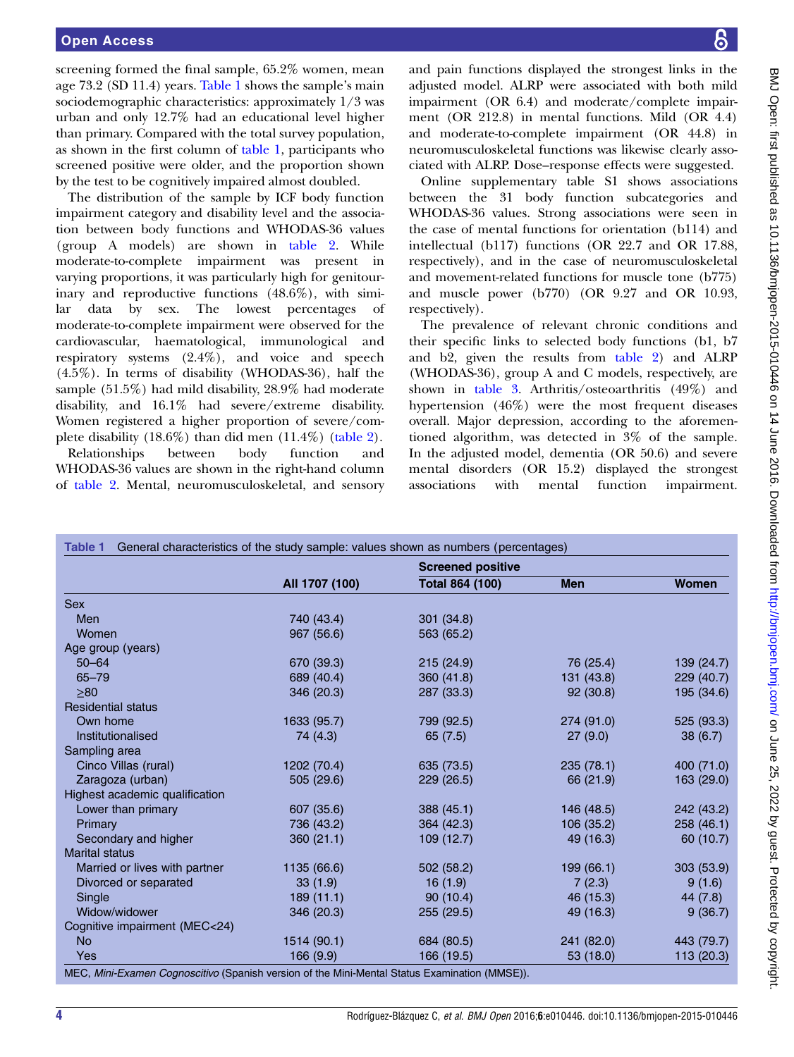screening formed the final sample, 65.2% women, mean age 73.2 (SD 11.4) years. Table 1 shows the sample's main sociodemographic characteristics: approximately 1/3 was urban and only 12.7% had an educational level higher than primary. Compared with the total survey population, as shown in the first column of table 1, participants who screened positive were older, and the proportion shown by the test to be cognitively impaired almost doubled.

The distribution of the sample by ICF body function impairment category and disability level and the association between body functions and WHODAS-36 values (group A models) are shown in table 2. While moderate-to-complete impairment was present in varying proportions, it was particularly high for genitourinary and reproductive functions (48.6%), with similar data by sex. The lowest percentages of moderate-to-complete impairment were observed for the cardiovascular, haematological, immunological and respiratory systems (2.4%), and voice and speech (4.5%). In terms of disability (WHODAS-36), half the sample (51.5%) had mild disability, 28.9% had moderate disability, and 16.1% had severe/extreme disability. Women registered a higher proportion of severe/complete disability (18.6%) than did men (11.4%) (table 2).

Relationships between body function and WHODAS-36 values are shown in the right-hand column of table 2. Mental, neuromusculoskeletal, and sensory and pain functions displayed the strongest links in the adjusted model. ALRP were associated with both mild impairment (OR 6.4) and moderate/complete impairment (OR 212.8) in mental functions. Mild (OR 4.4) and moderate-to-complete impairment (OR 44.8) in neuromusculoskeletal functions was likewise clearly associated with ALRP. Dose–response effects were suggested.

Online supplementary table S1 shows associations between the 31 body function subcategories and WHODAS-36 values. Strong associations were seen in the case of mental functions for orientation (b114) and intellectual (b117) functions (OR 22.7 and OR 17.88, respectively), and in the case of neuromusculoskeletal and movement-related functions for muscle tone (b775) and muscle power (b770) (OR 9.27 and OR 10.93, respectively).

The prevalence of relevant chronic conditions and their specific links to selected body functions (b1, b7 and b2, given the results from table 2) and ALRP (WHODAS-36), group A and C models, respectively, are shown in table 3. Arthritis/osteoarthritis (49%) and hypertension (46%) were the most frequent diseases overall. Major depression, according to the aforementioned algorithm, was detected in 3% of the sample. In the adjusted model, dementia (OR 50.6) and severe mental disorders (OR 15.2) displayed the strongest associations with mental function impairment.

**Table 1** General characteristics of the study sample: values shown as numbers (percentages)

| | | Screened positive | | |
|---|---|---|---|---|
| | All 1707 (100) | Total 864 (100) | Men | Women |
| Sex | | | | |
| Men | 740 (43.4) | 301 (34.8) | | |
| Women | 967 (56.6) | 563 (65.2) | | |
| Age group (years) | | | | |
| 50–64 | 670 (39.3) | 215 (24.9) | 76 (25.4) | 139 (24.7) |
| 65–79 | 689 (40.4) | 360 (41.8) | 131 (43.8) | 229 (40.7) |
| ≥80 | 346 (20.3) | 287 (33.3) | 92 (30.8) | 195 (34.6) |
| Residential status | | | | |
| Own home | 1633 (95.7) | 799 (92.5) | 274 (91.0) | 525 (93.3) |
| Institutionalised | 74 (4.3) | 65 (7.5) | 27 (9.0) | 38 (6.7) |
| Sampling area | | | | |
| Cinco Villas (rural) | 1202 (70.4) | 635 (73.5) | 235 (78.1) | 400 (71.0) |
| Zaragoza (urban) | 505 (29.6) | 229 (26.5) | 66 (21.9) | 163 (29.0) |
| Highest academic qualification | | | | |
| Lower than primary | 607 (35.6) | 388 (45.1) | 146 (48.5) | 242 (43.2) |
| Primary | 736 (43.2) | 364 (42.3) | 106 (35.2) | 258 (46.1) |
| Secondary and higher | 360 (21.1) | 109 (12.7) | 49 (16.3) | 60 (10.7) |
| Marital status | | | | |
| Married or lives with partner | 1135 (66.6) | 502 (58.2) | 199 (66.1) | 303 (53.9) |
| Divorced or separated | 33 (1.9) | 16 (1.9) | 7 (2.3) | 9 (1.6) |
| Single | 189 (11.1) | 90 (10.4) | 46 (15.3) | 44 (7.8) |
| Widow/widower | 346 (20.3) | 255 (29.5) | 49 (16.3) | 9 (36.7) |
| Cognitive impairment (MEC<24) | | | | |
| No | 1514 (90.1) | 684 (80.5) | 241 (82.0) | 443 (79.7) |
| Yes | 166 (9.9) | 166 (19.5) | 53 (18.0) | 113 (20.3) |

MEC, *Mini-Examen Cognoscitivo* (Spanish version of the Mini-Mental Status Examination (MMSE)).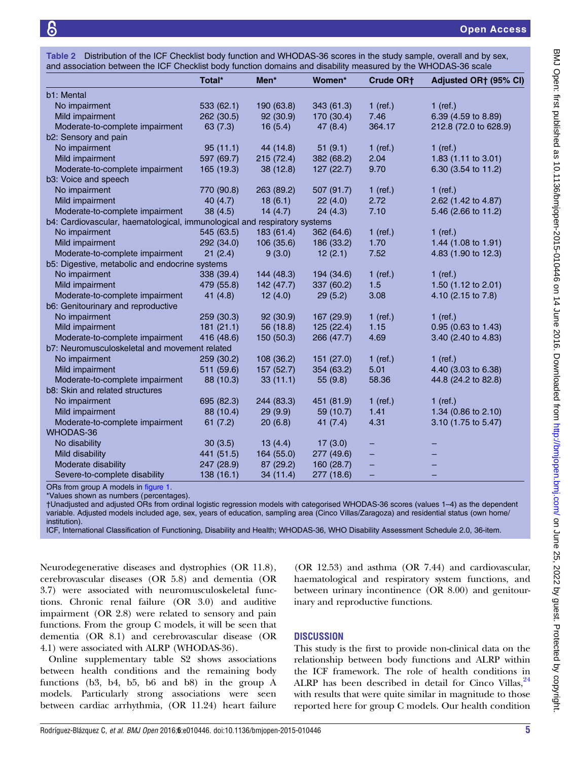Table 2 Distribution of the ICF Checklist body function and WHODAS-36 scores in the study sample, overall and by sex, and association between the ICF Checklist body function domains and disability measured by the WHODAS-36 scale

| | Total* | Men* | Women* | Crude OR† | Adjusted OR† (95% CI) |
|---|---|---|---|---|---|
| b1: Mental | | | | | |
| No impairment | 533 (62.1) | 190 (63.8) | 343 (61.3) | 1 (ref.) | 1 (ref.) |
| Mild impairment | 262 (30.5) | 92 (30.9) | 170 (30.4) | 7.46 | 6.39 (4.59 to 8.89) |
| Moderate-to-complete impairment | 63 (7.3) | 16 (5.4) | 47 (8.4) | 364.17 | 212.8 (72.0 to 628.9) |
| b2: Sensory and pain | | | | | |
| No impairment | 95 (11.1) | 44 (14.8) | 51 (9.1) | 1 (ref.) | 1 (ref.) |
| Mild impairment | 597 (69.7) | 215 (72.4) | 382 (68.2) | 2.04 | 1.83 (1.11 to 3.01) |
| Moderate-to-complete impairment | 165 (19.3) | 38 (12.8) | 127 (22.7) | 9.70 | 6.30 (3.54 to 11.2) |
| b3: Voice and speech | | | | | |
| No impairment | 770 (90.8) | 263 (89.2) | 507 (91.7) | 1 (ref.) | 1 (ref.) |
| Mild impairment | 40 (4.7) | 18 (6.1) | 22 (4.0) | 2.72 | 2.62 (1.42 to 4.87) |
| Moderate-to-complete impairment | 38 (4.5) | 14 (4.7) | 24 (4.3) | 7.10 | 5.46 (2.66 to 11.2) |
| b4: Cardiovascular, haematological, immunological and respiratory systems | | | | | |
| No impairment | 545 (63.5) | 183 (61.4) | 362 (64.6) | 1 (ref.) | 1 (ref.) |
| Mild impairment | 292 (34.0) | 106 (35.6) | 186 (33.2) | 1.70 | 1.44 (1.08 to 1.91) |
| Moderate-to-complete impairment | 21 (2.4) | 9 (3.0) | 12 (2.1) | 7.52 | 4.83 (1.90 to 12.3) |
| b5: Digestive, metabolic and endocrine systems | | | | | |
| No impairment | 338 (39.4) | 144 (48.3) | 194 (34.6) | 1 (ref.) | 1 (ref.) |
| Mild impairment | 479 (55.8) | 142 (47.7) | 337 (60.2) | 1.5 | 1.50 (1.12 to 2.01) |
| Moderate-to-complete impairment | 41 (4.8) | 12 (4.0) | 29 (5.2) | 3.08 | 4.10 (2.15 to 7.8) |
| b6: Genitourinary and reproductive | | | | | |
| No impairment | 259 (30.3) | 92 (30.9) | 167 (29.9) | 1 (ref.) | 1 (ref.) |
| Mild impairment | 181 (21.1) | 56 (18.8) | 125 (22.4) | 1.15 | 0.95 (0.63 to 1.43) |
| Moderate-to-complete impairment | 416 (48.6) | 150 (50.3) | 266 (47.7) | 4.69 | 3.40 (2.40 to 4.83) |
| b7: Neuromusculoskeletal and movement related | | | | | |
| No impairment | 259 (30.2) | 108 (36.2) | 151 (27.0) | 1 (ref.) | 1 (ref.) |
| Mild impairment | 511 (59.6) | 157 (52.7) | 354 (63.2) | 5.01 | 4.40 (3.03 to 6.38) |
| Moderate-to-complete impairment | 88 (10.3) | 33 (11.1) | 55 (9.8) | 58.36 | 44.8 (24.2 to 82.8) |
| b8: Skin and related structures | | | | | |
| No impairment | 695 (82.3) | 244 (83.3) | 451 (81.9) | 1 (ref.) | 1 (ref.) |
| Mild impairment | 88 (10.4) | 29 (9.9) | 59 (10.7) | 1.41 | 1.34 (0.86 to 2.10) |
| Moderate-to-complete impairment | 61 (7.2) | 20 (6.8) | 41 (7.4) | 4.31 | 3.10 (1.75 to 5.47) |
| WHODAS-36 | | | | | |
| No disability | 30 (3.5) | 13 (4.4) | 17 (3.0) | – | – |
| Mild disability | 441 (51.5) | 164 (55.0) | 277 (49.6) | – | – |
| Moderate disability | 247 (28.9) | 87 (29.2) | 160 (28.7) | – | – |
| Severe-to-complete disability | 138 (16.1) | 34 (11.4) | 277 (18.6) | – | – |

ORs from group A models in figure 1.
*Values shown as numbers (percentages).
†Unadjusted and adjusted ORs from ordinal logistic regression models with categorised WHODAS-36 scores (values 1–4) as the dependent variable. Adjusted models included age, sex, years of education, sampling area (Cinco Villas/Zaragoza) and residential status (own home/institution).
ICF, International Classification of Functioning, Disability and Health; WHODAS-36, WHO Disability Assessment Schedule 2.0, 36-item.

Neurodegenerative diseases and dystrophies (OR 11.8), cerebrovascular diseases (OR 5.8) and dementia (OR 3.7) were associated with neuromusculoskeletal functions. Chronic renal failure (OR 3.0) and auditive impairment (OR 2.8) were related to sensory and pain functions. From the group C models, it will be seen that dementia (OR 8.1) and cerebrovascular disease (OR 4.1) were associated with ALRP (WHODAS-36).

Online supplementary table S2 shows associations between health conditions and the remaining body functions (b3, b4, b5, b6 and b8) in the group A models. Particularly strong associations were seen between cardiac arrhythmia, (OR 11.24) heart failure (OR 12.53) and asthma (OR 7.44) and cardiovascular, haematological and respiratory system functions, and between urinary incontinence (OR 8.00) and genitourinary and reproductive functions.

## DISCUSSION

This study is the first to provide non-clinical data on the relationship between body functions and ALRP within the ICF framework. The role of health conditions in ALRP has been described in detail for Cinco Villas,[24] with results that were quite similar in magnitude to those reported here for group C models. Our health condition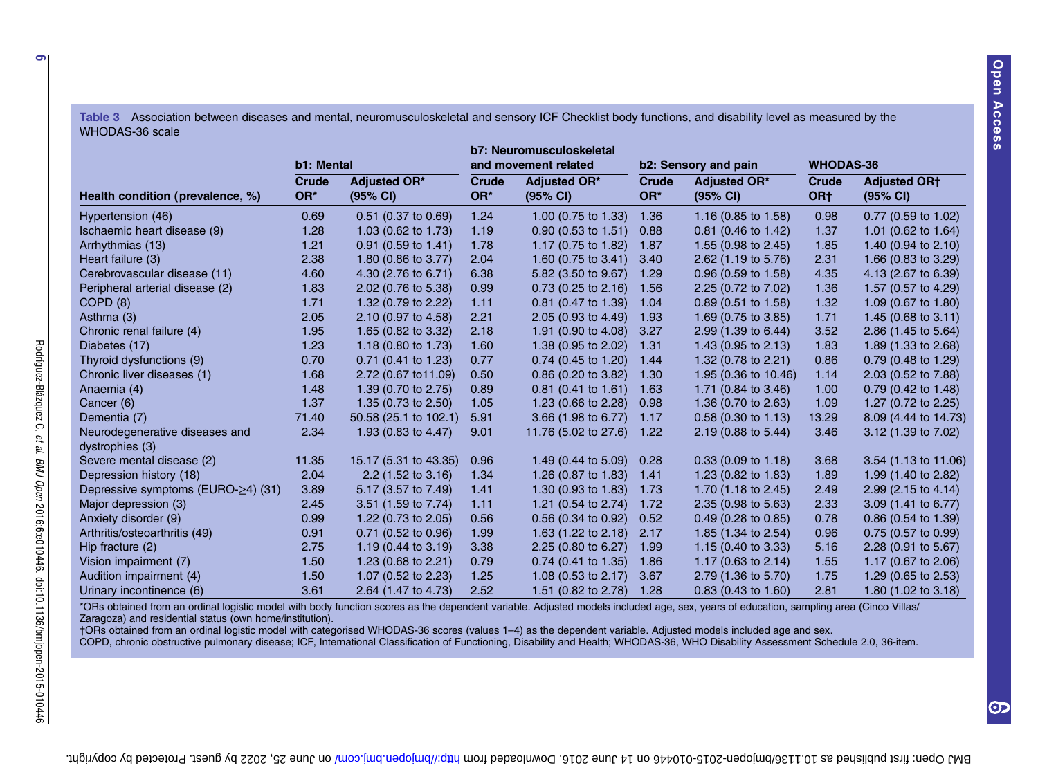**Table 3** Association between diseases and mental, neuromusculoskeletal and sensory ICF Checklist body functions, and disability level as measured by the WHODAS-36 scale

| | b1: Mental | | b7: Neuromusculoskeletal and movement related | | b2: Sensory and pain | | WHODAS-36 | |
|---|---|---|---|---|---|---|---|---|
| **Health condition (prevalence, %)** | **Crude OR*** | **Adjusted OR* (95% CI)** | **Crude OR*** | **Adjusted OR* (95% CI)** | **Crude OR*** | **Adjusted OR* (95% CI)** | **Crude OR†** | **Adjusted OR† (95% CI)** |
| Hypertension (46) | 0.69 | 0.51 (0.37 to 0.69) | 1.24 | 1.00 (0.75 to 1.33) | 1.36 | 1.16 (0.85 to 1.58) | 0.98 | 0.77 (0.59 to 1.02) |
| Ischaemic heart disease (9) | 1.28 | 1.03 (0.62 to 1.73) | 1.19 | 0.90 (0.53 to 1.51) | 0.88 | 0.81 (0.46 to 1.42) | 1.37 | 1.01 (0.62 to 1.64) |
| Arrhythmias (13) | 1.21 | 0.91 (0.59 to 1.41) | 1.78 | 1.17 (0.75 to 1.82) | 1.87 | 1.55 (0.98 to 2.45) | 1.85 | 1.40 (0.94 to 2.10) |
| Heart failure (3) | 2.38 | 1.80 (0.86 to 3.77) | 2.04 | 1.60 (0.75 to 3.41) | 3.40 | 2.62 (1.19 to 5.76) | 2.31 | 1.66 (0.83 to 3.29) |
| Cerebrovascular disease (11) | 4.60 | 4.30 (2.76 to 6.71) | 6.38 | 5.82 (3.50 to 9.67) | 1.29 | 0.96 (0.59 to 1.58) | 4.35 | 4.13 (2.67 to 6.39) |
| Peripheral arterial disease (2) | 1.83 | 2.02 (0.76 to 5.38) | 0.99 | 0.73 (0.25 to 2.16) | 1.56 | 2.25 (0.72 to 7.02) | 1.36 | 1.57 (0.57 to 4.29) |
| COPD (8) | 1.71 | 1.32 (0.79 to 2.22) | 1.11 | 0.81 (0.47 to 1.39) | 1.04 | 0.89 (0.51 to 1.58) | 1.32 | 1.09 (0.67 to 1.80) |
| Asthma (3) | 2.05 | 2.10 (0.97 to 4.58) | 2.21 | 2.05 (0.93 to 4.49) | 1.93 | 1.69 (0.75 to 3.85) | 1.71 | 1.45 (0.68 to 3.11) |
| Chronic renal failure (4) | 1.95 | 1.65 (0.82 to 3.32) | 2.18 | 1.91 (0.90 to 4.08) | 3.27 | 2.99 (1.39 to 6.44) | 3.52 | 2.86 (1.45 to 5.64) |
| Diabetes (17) | 1.23 | 1.18 (0.80 to 1.73) | 1.60 | 1.38 (0.95 to 2.02) | 1.31 | 1.43 (0.95 to 2.13) | 1.83 | 1.89 (1.33 to 2.68) |
| Thyroid dysfunctions (9) | 0.70 | 0.71 (0.41 to 1.23) | 0.77 | 0.74 (0.45 to 1.20) | 1.44 | 1.32 (0.78 to 2.21) | 0.86 | 0.79 (0.48 to 1.29) |
| Chronic liver diseases (1) | 1.68 | 2.72 (0.67 to11.09) | 0.50 | 0.86 (0.20 to 3.82) | 1.30 | 1.95 (0.36 to 10.46) | 1.14 | 2.03 (0.52 to 7.88) |
| Anaemia (4) | 1.48 | 1.39 (0.70 to 2.75) | 0.89 | 0.81 (0.41 to 1.61) | 1.63 | 1.71 (0.84 to 3.46) | 1.00 | 0.79 (0.42 to 1.48) |
| Cancer (6) | 1.37 | 1.35 (0.73 to 2.50) | 1.05 | 1.23 (0.66 to 2.28) | 0.98 | 1.36 (0.70 to 2.63) | 1.09 | 1.27 (0.72 to 2.25) |
| Dementia (7) | 71.40 | 50.58 (25.1 to 102.1) | 5.91 | 3.66 (1.98 to 6.77) | 1.17 | 0.58 (0.30 to 1.13) | 13.29 | 8.09 (4.44 to 14.73) |
| Neurodegenerative diseases and dystrophies (3) | 2.34 | 1.93 (0.83 to 4.47) | 9.01 | 11.76 (5.02 to 27.6) | 1.22 | 2.19 (0.88 to 5.44) | 3.46 | 3.12 (1.39 to 7.02) |
| Severe mental disease (2) | 11.35 | 15.17 (5.31 to 43.35) | 0.96 | 1.49 (0.44 to 5.09) | 0.28 | 0.33 (0.09 to 1.18) | 3.68 | 3.54 (1.13 to 11.06) |
| Depression history (18) | 2.04 | 2.2 (1.52 to 3.16) | 1.34 | 1.26 (0.87 to 1.83) | 1.41 | 1.23 (0.82 to 1.83) | 1.89 | 1.99 (1.40 to 2.82) |
| Depressive symptoms (EURO-≥4) (31) | 3.89 | 5.17 (3.57 to 7.49) | 1.41 | 1.30 (0.93 to 1.83) | 1.73 | 1.70 (1.18 to 2.45) | 2.49 | 2.99 (2.15 to 4.14) |
| Major depression (3) | 2.45 | 3.51 (1.59 to 7.74) | 1.11 | 1.21 (0.54 to 2.74) | 1.72 | 2.35 (0.98 to 5.63) | 2.33 | 3.09 (1.41 to 6.77) |
| Anxiety disorder (9) | 0.99 | 1.22 (0.73 to 2.05) | 0.56 | 0.56 (0.34 to 0.92) | 0.52 | 0.49 (0.28 to 0.85) | 0.78 | 0.86 (0.54 to 1.39) |
| Arthritis/osteoarthritis (49) | 0.91 | 0.71 (0.52 to 0.96) | 1.99 | 1.63 (1.22 to 2.18) | 2.17 | 1.85 (1.34 to 2.54) | 0.96 | 0.75 (0.57 to 0.99) |
| Hip fracture (2) | 2.75 | 1.19 (0.44 to 3.19) | 3.38 | 2.25 (0.80 to 6.27) | 1.99 | 1.15 (0.40 to 3.33) | 5.16 | 2.28 (0.91 to 5.67) |
| Vision impairment (7) | 1.50 | 1.23 (0.68 to 2.21) | 0.79 | 0.74 (0.41 to 1.35) | 1.86 | 1.17 (0.63 to 2.14) | 1.55 | 1.17 (0.67 to 2.06) |
| Audition impairment (4) | 1.50 | 1.07 (0.52 to 2.23) | 1.25 | 1.08 (0.53 to 2.17) | 3.67 | 2.79 (1.36 to 5.70) | 1.75 | 1.29 (0.65 to 2.53) |
| Urinary incontinence (6) | 3.61 | 2.64 (1.47 to 4.73) | 2.52 | 1.51 (0.82 to 2.78) | 1.28 | 0.83 (0.43 to 1.60) | 2.81 | 1.80 (1.02 to 3.18) |

*ORs obtained from an ordinal logistic model with body function scores as the dependent variable. Adjusted models included age, sex, years of education, sampling area (Cinco Villas/Zaragoza) and residential status (own home/institution).

†ORs obtained from an ordinal logistic model with categorised WHODAS-36 scores (values 1–4) as the dependent variable. Adjusted models included age and sex.

COPD, chronic obstructive pulmonary disease; ICF, International Classification of Functioning, Disability and Health; WHODAS-36, WHO Disability Assessment Schedule 2.0, 36-item.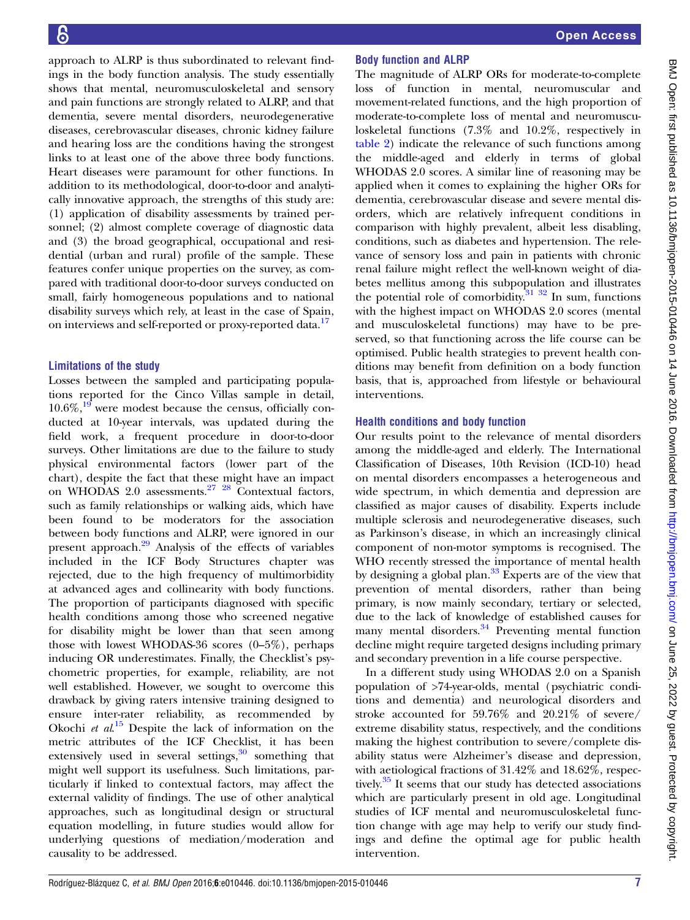approach to ALRP is thus subordinated to relevant findings in the body function analysis. The study essentially shows that mental, neuromusculoskeletal and sensory and pain functions are strongly related to ALRP, and that dementia, severe mental disorders, neurodegenerative diseases, cerebrovascular diseases, chronic kidney failure and hearing loss are the conditions having the strongest links to at least one of the above three body functions. Heart diseases were paramount for other functions. In addition to its methodological, door-to-door and analytically innovative approach, the strengths of this study are: (1) application of disability assessments by trained personnel; (2) almost complete coverage of diagnostic data and (3) the broad geographical, occupational and residential (urban and rural) profile of the sample. These features confer unique properties on the survey, as compared with traditional door-to-door surveys conducted on small, fairly homogeneous populations and to national disability surveys which rely, at least in the case of Spain, on interviews and self-reported or proxy-reported data.[17]

### Limitations of the study

Losses between the sampled and participating populations reported for the Cinco Villas sample in detail, 10.6%,[19] were modest because the census, officially conducted at 10-year intervals, was updated during the field work, a frequent procedure in door-to-door surveys. Other limitations are due to the failure to study physical environmental factors (lower part of the chart), despite the fact that these might have an impact on WHODAS 2.0 assessments.[27 28] Contextual factors, such as family relationships or walking aids, which have been found to be moderators for the association between body functions and ALRP, were ignored in our present approach.[29] Analysis of the effects of variables included in the ICF Body Structures chapter was rejected, due to the high frequency of multimorbidity at advanced ages and collinearity with body functions. The proportion of participants diagnosed with specific health conditions among those who screened negative for disability might be lower than that seen among those with lowest WHODAS-36 scores (0–5%), perhaps inducing OR underestimates. Finally, the Checklist's psychometric properties, for example, reliability, are not well established. However, we sought to overcome this drawback by giving raters intensive training designed to ensure inter-rater reliability, as recommended by Okochi *et al*.[15] Despite the lack of information on the metric attributes of the ICF Checklist, it has been extensively used in several settings,[30] something that might well support its usefulness. Such limitations, particularly if linked to contextual factors, may affect the external validity of findings. The use of other analytical approaches, such as longitudinal design or structural equation modelling, in future studies would allow for underlying questions of mediation/moderation and causality to be addressed.

### Body function and ALRP

The magnitude of ALRP ORs for moderate-to-complete loss of function in mental, neuromuscular and movement-related functions, and the high proportion of moderate-to-complete loss of mental and neuromusculoskeletal functions (7.3% and 10.2%, respectively in table 2) indicate the relevance of such functions among the middle-aged and elderly in terms of global WHODAS 2.0 scores. A similar line of reasoning may be applied when it comes to explaining the higher ORs for dementia, cerebrovascular disease and severe mental disorders, which are relatively infrequent conditions in comparison with highly prevalent, albeit less disabling, conditions, such as diabetes and hypertension. The relevance of sensory loss and pain in patients with chronic renal failure might reflect the well-known weight of diabetes mellitus among this subpopulation and illustrates the potential role of comorbidity.[31 32] In sum, functions with the highest impact on WHODAS 2.0 scores (mental and musculoskeletal functions) may have to be preserved, so that functioning across the life course can be optimised. Public health strategies to prevent health conditions may benefit from definition on a body function basis, that is, approached from lifestyle or behavioural interventions.

### Health conditions and body function

Our results point to the relevance of mental disorders among the middle-aged and elderly. The International Classification of Diseases, 10th Revision (ICD-10) head on mental disorders encompasses a heterogeneous and wide spectrum, in which dementia and depression are classified as major causes of disability. Experts include multiple sclerosis and neurodegenerative diseases, such as Parkinson's disease, in which an increasingly clinical component of non-motor symptoms is recognised. The WHO recently stressed the importance of mental health by designing a global plan.[33] Experts are of the view that prevention of mental disorders, rather than being primary, is now mainly secondary, tertiary or selected, due to the lack of knowledge of established causes for many mental disorders.[34] Preventing mental function decline might require targeted designs including primary and secondary prevention in a life course perspective.

In a different study using WHODAS 2.0 on a Spanish population of >74-year-olds, mental (psychiatric conditions and dementia) and neurological disorders and stroke accounted for 59.76% and 20.21% of severe/extreme disability status, respectively, and the conditions making the highest contribution to severe/complete disability status were Alzheimer's disease and depression, with aetiological fractions of 31.42% and 18.62%, respectively.[35] It seems that our study has detected associations which are particularly present in old age. Longitudinal studies of ICF mental and neuromusculoskeletal function change with age may help to verify our study findings and define the optimal age for public health intervention.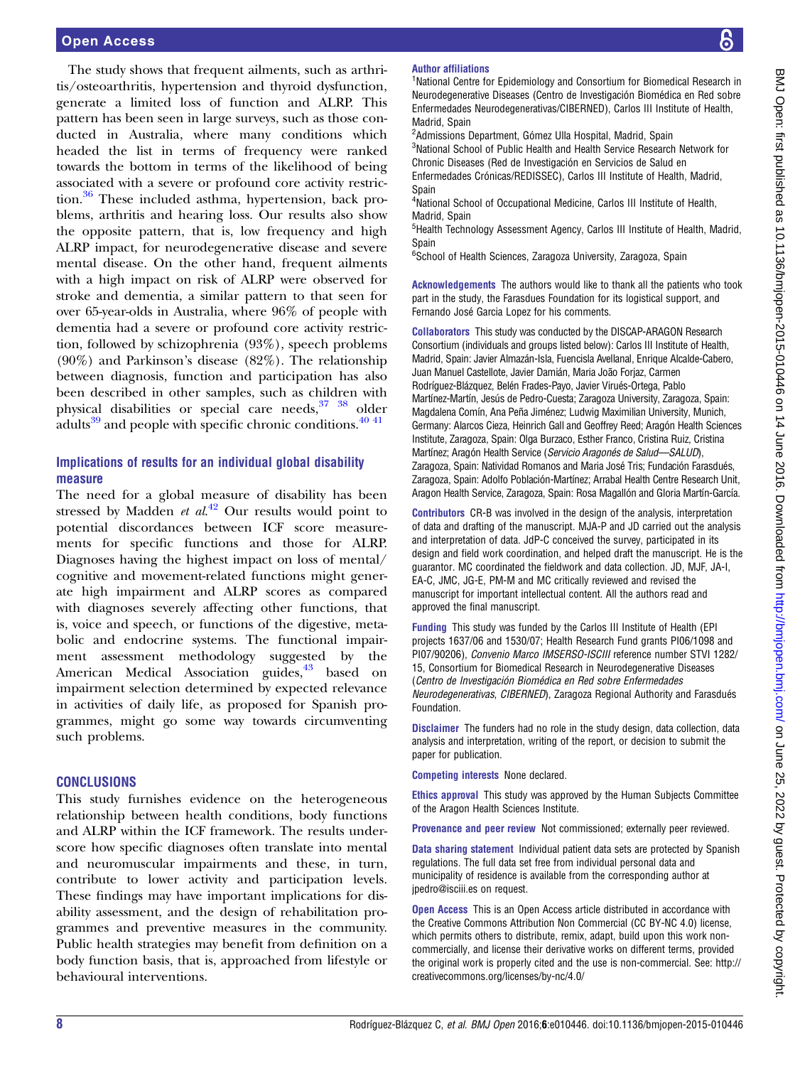The study shows that frequent ailments, such as arthritis/osteoarthritis, hypertension and thyroid dysfunction, generate a limited loss of function and ALRP. This pattern has been seen in large surveys, such as those conducted in Australia, where many conditions which headed the list in terms of frequency were ranked towards the bottom in terms of the likelihood of being associated with a severe or profound core activity restriction.[36] These included asthma, hypertension, back problems, arthritis and hearing loss. Our results also show the opposite pattern, that is, low frequency and high ALRP impact, for neurodegenerative disease and severe mental disease. On the other hand, frequent ailments with a high impact on risk of ALRP were observed for stroke and dementia, a similar pattern to that seen for over 65-year-olds in Australia, where 96% of people with dementia had a severe or profound core activity restriction, followed by schizophrenia (93%), speech problems (90%) and Parkinson's disease (82%). The relationship between diagnosis, function and participation has also been described in other samples, such as children with physical disabilities or special care needs,[37 38] older adults[39] and people with specific chronic conditions.[40 41]

## Implications of results for an individual global disability measure

The need for a global measure of disability has been stressed by Madden *et al*.[42] Our results would point to potential discordances between ICF score measurements for specific functions and those for ALRP. Diagnoses having the highest impact on loss of mental/cognitive and movement-related functions might generate high impairment and ALRP scores as compared with diagnoses severely affecting other functions, that is, voice and speech, or functions of the digestive, metabolic and endocrine systems. The functional impairment assessment methodology suggested by the American Medical Association guides,[43] based on impairment selection determined by expected relevance in activities of daily life, as proposed for Spanish programmes, might go some way towards circumventing such problems.

## CONCLUSIONS

This study furnishes evidence on the heterogeneous relationship between health conditions, body functions and ALRP within the ICF framework. The results underscore how specific diagnoses often translate into mental and neuromuscular impairments and these, in turn, contribute to lower activity and participation levels. These findings may have important implications for disability assessment, and the design of rehabilitation programmes and preventive measures in the community. Public health strategies may benefit from definition on a body function basis, that is, approached from lifestyle or behavioural interventions.

**Author affiliations**
[1]National Centre for Epidemiology and Consortium for Biomedical Research in Neurodegenerative Diseases (Centro de Investigación Biomédica en Red sobre Enfermedades Neurodegenerativas/CIBERNED), Carlos III Institute of Health, Madrid, Spain
[2]Admissions Department, Gómez Ulla Hospital, Madrid, Spain
[3]National School of Public Health and Health Service Research Network for Chronic Diseases (Red de Investigación en Servicios de Salud en Enfermedades Crónicas/REDISSEC), Carlos III Institute of Health, Madrid, Spain
[4]National School of Occupational Medicine, Carlos III Institute of Health, Madrid, Spain
[5]Health Technology Assessment Agency, Carlos III Institute of Health, Madrid, Spain
[6]School of Health Sciences, Zaragoza University, Zaragoza, Spain

**Acknowledgements** The authors would like to thank all the patients who took part in the study, the Farasdues Foundation for its logistical support, and Fernando José Garcia Lopez for his comments.

**Collaborators** This study was conducted by the DISCAP-ARAGON Research Consortium (individuals and groups listed below): Carlos III Institute of Health, Madrid, Spain: Javier Almazán-Isla, Fuencisla Avellanal, Enrique Alcalde-Cabero, Juan Manuel Castellote, Javier Damián, Maria João Forjaz, Carmen Rodríguez-Blázquez, Belén Frades-Payo, Javier Virués-Ortega, Pablo Martínez-Martín, Jesús de Pedro-Cuesta; Zaragoza University, Zaragoza, Spain: Magdalena Comín, Ana Peña Jiménez; Ludwig Maximilian University, Munich, Germany: Alarcos Cieza, Heinrich Gall and Geoffrey Reed; Aragón Health Sciences Institute, Zaragoza, Spain: Olga Burzaco, Esther Franco, Cristina Ruiz, Cristina Martínez; Aragón Health Service (*Servicio Aragonés de Salud—SALUD*), Zaragoza, Spain: Natividad Romanos and Maria José Tris; Fundación Farasdués, Zaragoza, Spain: Adolfo Población-Martínez; Arrabal Health Centre Research Unit, Aragon Health Service, Zaragoza, Spain: Rosa Magallón and Gloria Martín-García.

**Contributors** CR-B was involved in the design of the analysis, interpretation of data and drafting of the manuscript. MJA-P and JD carried out the analysis and interpretation of data. JdP-C conceived the survey, participated in its design and field work coordination, and helped draft the manuscript. He is the guarantor. MC coordinated the fieldwork and data collection. JD, MJF, JA-I, EA-C, JMC, JG-E, PM-M and MC critically reviewed and revised the manuscript for important intellectual content. All the authors read and approved the final manuscript.

**Funding** This study was funded by the Carlos III Institute of Health (EPI projects 1637/06 and 1530/07; Health Research Fund grants PI06/1098 and PI07/90206), *Convenio Marco IMSERSO-ISCIII* reference number STVI 1282/15, Consortium for Biomedical Research in Neurodegenerative Diseases (*Centro de Investigación Biomédica en Red sobre Enfermedades Neurodegenerativas, CIBERNED*), Zaragoza Regional Authority and Farasdués Foundation.

**Disclaimer** The funders had no role in the study design, data collection, data analysis and interpretation, writing of the report, or decision to submit the paper for publication.

**Competing interests** None declared.

**Ethics approval** This study was approved by the Human Subjects Committee of the Aragon Health Sciences Institute.

**Provenance and peer review** Not commissioned; externally peer reviewed.

**Data sharing statement** Individual patient data sets are protected by Spanish regulations. The full data set free from individual personal data and municipality of residence is available from the corresponding author at jpedro@isciii.es on request.

**Open Access** This is an Open Access article distributed in accordance with the Creative Commons Attribution Non Commercial (CC BY-NC 4.0) license, which permits others to distribute, remix, adapt, build upon this work non-commercially, and license their derivative works on different terms, provided the original work is properly cited and the use is non-commercial. See: http://creativecommons.org/licenses/by-nc/4.0/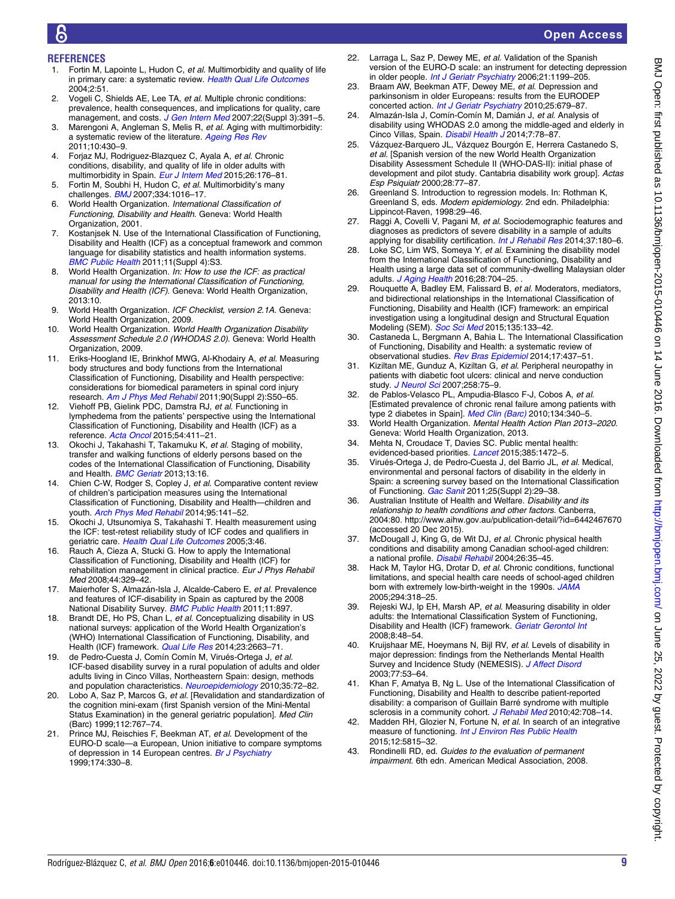## REFERENCES

1. Fortin M, Lapointe L, Hudon C, *et al.* Multimorbidity and quality of life in primary care: a systematic review. *Health Qual Life Outcomes* 2004;2:51.
2. Vogeli C, Shields AE, Lee TA, *et al.* Multiple chronic conditions: prevalence, health consequences, and implications for quality, care management, and costs. *J Gen Intern Med* 2007;22(Suppl 3):391–5.
3. Marengoni A, Angleman S, Melis R, *et al.* Aging with multimorbidity: a systematic review of the literature. *Ageing Res Rev* 2011;10:430–9.
4. Forjaz MJ, Rodriguez-Blazquez C, Ayala A, *et al.* Chronic conditions, disability, and quality of life in older adults with multimorbidity in Spain. *Eur J Intern Med* 2015;26:176–81.
5. Fortin M, Soubhi H, Hudon C, *et al.* Multimorbidity's many challenges. *BMJ* 2007;334:1016–17.
6. World Health Organization. *International Classification of Functioning, Disability and Health*. Geneva: World Health Organization, 2001.
7. Kostanjsek N. Use of the International Classification of Functioning, Disability and Health (ICF) as a conceptual framework and common language for disability statistics and health information systems. *BMC Public Health* 2011;11(Suppl 4):S3.
8. World Health Organization. *In: How to use the ICF: as practical manual for using the International Classification of Functioning, Disability and Health (ICF)*. Geneva: World Health Organization, 2013:10.
9. World Health Organization. *ICF Checklist, version 2.1A*. Geneva: World Health Organization, 2009.
10. World Health Organization. *World Health Organization Disability Assessment Schedule 2.0 (WHODAS 2.0)*. Geneva: World Health Organization, 2009.
11. Eriks-Hoogland IE, Brinkhof MWG, Al-Khodairy A, *et al.* Measuring body structures and body functions from the International Classification of Functioning, Disability and Health perspective: considerations for biomedical parameters in spinal cord injury research. *Am J Phys Med Rehabil* 2011;90(Suppl 2):S50–65.
12. Viehoff PB, Gielink PDC, Damstra RJ, *et al.* Functioning in lymphedema from the patients' perspective using the International Classification of Functioning, Disability and Health (ICF) as a reference. *Acta Oncol* 2015;54:411–21.
13. Okochi J, Takahashi T, Takamuku K, *et al.* Staging of mobility, transfer and walking functions of elderly persons based on the codes of the International Classification of Functioning, Disability and Health. *BMC Geriatr* 2013;13:16.
14. Chien C-W, Rodger S, Copley J, *et al.* Comparative content review of children's participation measures using the International Classification of Functioning, Disability and Health—children and youth. *Arch Phys Med Rehabil* 2014;95:141–52.
15. Okochi J, Utsunomiya S, Takahashi T. Health measurement using the ICF: test-retest reliability study of ICF codes and qualifiers in geriatric care. *Health Qual Life Outcomes* 2005;3:46.
16. Rauch A, Cieza A, Stucki G. How to apply the International Classification of Functioning, Disability and Health (ICF) for rehabilitation management in clinical practice. *Eur J Phys Rehabil Med* 2008;44:329–42.
17. Maierhofer S, Almazán-Isla J, Alcalde-Cabero E, *et al.* Prevalence and features of ICF-disability in Spain as captured by the 2008 National Disability Survey. *BMC Public Health* 2011;11:897.
18. Brandt DE, Ho PS, Chan L, *et al.* Conceptualizing disability in US national surveys: application of the World Health Organization's (WHO) International Classification of Functioning, Disability, and Health (ICF) framework. *Qual Life Res* 2014;23:2663–71.
19. de Pedro-Cuesta J, Comín Comín M, Virués-Ortega J, *et al.* ICF-based disability survey in a rural population of adults and older adults living in Cinco Villas, Northeastern Spain: design, methods and population characteristics. *Neuroepidemiology* 2010;35:72–82.
20. Lobo A, Saz P, Marcos G, *et al.* [Revalidation and standardization of the cognition mini-exam (first Spanish version of the Mini-Mental Status Examination) in the general geriatric population]. *Med Clin* (Barc) 1999;112:767–74.
21. Prince MJ, Reischies F, Beekman AT, *et al.* Development of the EURO-D scale—a European, Union initiative to compare symptoms of depression in 14 European centres. *Br J Psychiatry* 1999;174:330–8.
22. Larraga L, Saz P, Dewey ME, *et al.* Validation of the Spanish version of the EURO-D scale: an instrument for detecting depression in older people. *Int J Geriatr Psychiatry* 2006;21:1199–205.
23. Braam AW, Beekman ATF, Dewey ME, *et al.* Depression and parkinsonism in older Europeans: results from the EURODEP concerted action. *Int J Geriatr Psychiatry* 2010;25:679–87.
24. Almazán-Isla J, Comín-Comín M, Damián J, *et al.* Analysis of disability using WHODAS 2.0 among the middle-aged and elderly in Cinco Villas, Spain. *Disabil Health J* 2014;7:78–87.
25. Vázquez-Barquero JL, Vázquez Bourgón E, Herrera Castanedo S, *et al.* [Spanish version of the new World Health Organization Disability Assessment Schedule II (WHO-DAS-II): initial phase of development and pilot study. Cantabria disability work group]. *Actas Esp Psiquiatr* 2000;28:77–87.
26. Greenland S. Introduction to regression models. In: Rothman K, Greenland S, eds. *Modern epidemiology*. 2nd edn. Philadelphia: Lippincot-Raven, 1998:29–46.
27. Raggi A, Covelli V, Pagani M, *et al.* Sociodemographic features and diagnoses as predictors of severe disability in a sample of adults applying for disability certification. *Int J Rehabil Res* 2014;37:180–6.
28. Loke SC, Lim WS, Someya Y, *et al.* Examining the disability model from the International Classification of Functioning, Disability and Health using a large data set of community-dwelling Malaysian older adults. *J Aging Health* 2016;28:704–25. .
29. Rouquette A, Badley EM, Falissard B, *et al.* Moderators, mediators, and bidirectional relationships in the International Classification of Functioning, Disability and Health (ICF) framework: an empirical investigation using a longitudinal design and Structural Equation Modeling (SEM). *Soc Sci Med* 2015;135:133–42.
30. Castaneda L, Bergmann A, Bahia L. The International Classification of Functioning, Disability and Health: a systematic review of observational studies. *Rev Bras Epidemiol* 2014;17:437–51.
31. Kiziltan ME, Gunduz A, Kiziltan G, *et al.* Peripheral neuropathy in patients with diabetic foot ulcers: clinical and nerve conduction study. *J Neurol Sci* 2007;258:75–9.
32. de Pablos-Velasco PL, Ampudia-Blasco F-J, Cobos A, *et al.* [Estimated prevalence of chronic renal failure among patients with type 2 diabetes in Spain]. *Med Clin (Barc)* 2010;134:340–5.
33. World Health Organization. *Mental Health Action Plan 2013–2020*. Geneva: World Health Organization, 2013.
34. Mehta N, Croudace T, Davies SC. Public mental health: evidenced-based priorities. *Lancet* 2015;385:1472–5.
35. Virués-Ortega J, de Pedro-Cuesta J, del Barrio JL, *et al.* Medical, environmental and personal factors of disability in the elderly in Spain: a screening survey based on the International Classification of Functioning. *Gac Sanit* 2011;25(Suppl 2):29–38.
36. Australian Institute of Health and Welfare. *Disability and its relationship to health conditions and other factors*. Canberra, 2004:80. http://www.aihw.gov.au/publication-detail/?id=6442467670 (accessed 20 Dec 2015).
37. McDougall J, King G, de Wit DJ, *et al.* Chronic physical health conditions and disability among Canadian school-aged children: a national profile. *Disabil Rehabil* 2004;26:35–45.
38. Hack M, Taylor HG, Drotar D, *et al.* Chronic conditions, functional limitations, and special health care needs of school-aged children born with extremely low-birth-weight in the 1990s. *JAMA* 2005;294:318–25.
39. Rejeski WJ, Ip EH, Marsh AP, *et al.* Measuring disability in older adults: the International Classification System of Functioning, Disability and Health (ICF) framework. *Geriatr Gerontol Int* 2008;8:48–54.
40. Kruijshaar ME, Hoeymans N, Bijl RV, *et al.* Levels of disability in major depression: findings from the Netherlands Mental Health Survey and Incidence Study (NEMESIS). *J Affect Disord* 2003;77:53–64.
41. Khan F, Amatya B, Ng L. Use of the International Classification of Functioning, Disability and Health to describe patient-reported disability: a comparison of Guillain Barré syndrome with multiple sclerosis in a community cohort. *J Rehabil Med* 2010;42:708–14.
42. Madden RH, Glozier N, Fortune N, *et al.* In search of an integrative measure of functioning. *Int J Environ Res Public Health* 2015;12:5815–32.
43. Rondinelli RD, ed. *Guides to the evaluation of permanent impairment*. 6th edn. American Medical Association, 2008.